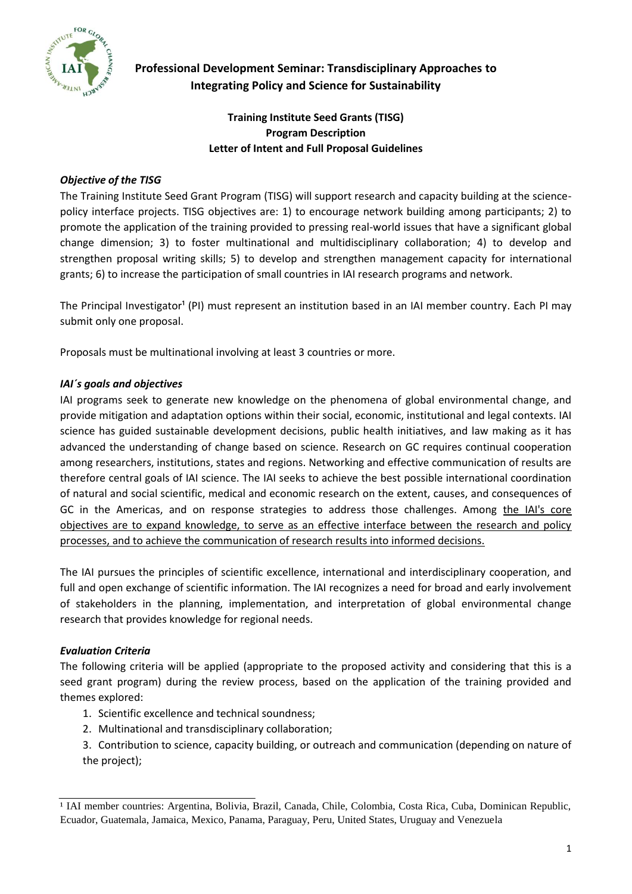# Professional Development Seminar: Transdisciplinary Approaches to Integrating Policy and Science for Sustainability

**Training Institute Seed Grants (TISG)**
**Program Description**
**Letter of Intent and Full Proposal Guidelines**

### *Objective of the TISG*

The Training Institute Seed Grant Program (TISG) will support research and capacity building at the science-policy interface projects. TISG objectives are: 1) to encourage network building among participants; 2) to promote the application of the training provided to pressing real-world issues that have a significant global change dimension; 3) to foster multinational and multidisciplinary collaboration; 4) to develop and strengthen proposal writing skills; 5) to develop and strengthen management capacity for international grants; 6) to increase the participation of small countries in IAI research programs and network.

The Principal Investigator[1] (PI) must represent an institution based in an IAI member country. Each PI may submit only one proposal.

Proposals must be multinational involving at least 3 countries or more.

### *IAI´s goals and objectives*

IAI programs seek to generate new knowledge on the phenomena of global environmental change, and provide mitigation and adaptation options within their social, economic, institutional and legal contexts. IAI science has guided sustainable development decisions, public health initiatives, and law making as it has advanced the understanding of change based on science. Research on GC requires continual cooperation among researchers, institutions, states and regions. Networking and effective communication of results are therefore central goals of IAI science. The IAI seeks to achieve the best possible international coordination of natural and social scientific, medical and economic research on the extent, causes, and consequences of GC in the Americas, and on response strategies to address those challenges. Among the IAI's core objectives are to expand knowledge, to serve as an effective interface between the research and policy processes, and to achieve the communication of research results into informed decisions.

The IAI pursues the principles of scientific excellence, international and interdisciplinary cooperation, and full and open exchange of scientific information. The IAI recognizes a need for broad and early involvement of stakeholders in the planning, implementation, and interpretation of global environmental change research that provides knowledge for regional needs.

### *Evaluation Criteria*

The following criteria will be applied (appropriate to the proposed activity and considering that this is a seed grant program) during the review process, based on the application of the training provided and themes explored:

1. Scientific excellence and technical soundness;
2. Multinational and transdisciplinary collaboration;
3. Contribution to science, capacity building, or outreach and communication (depending on nature of the project);

---

[1] IAI member countries: Argentina, Bolivia, Brazil, Canada, Chile, Colombia, Costa Rica, Cuba, Dominican Republic, Ecuador, Guatemala, Jamaica, Mexico, Panama, Paraguay, Peru, United States, Uruguay and Venezuela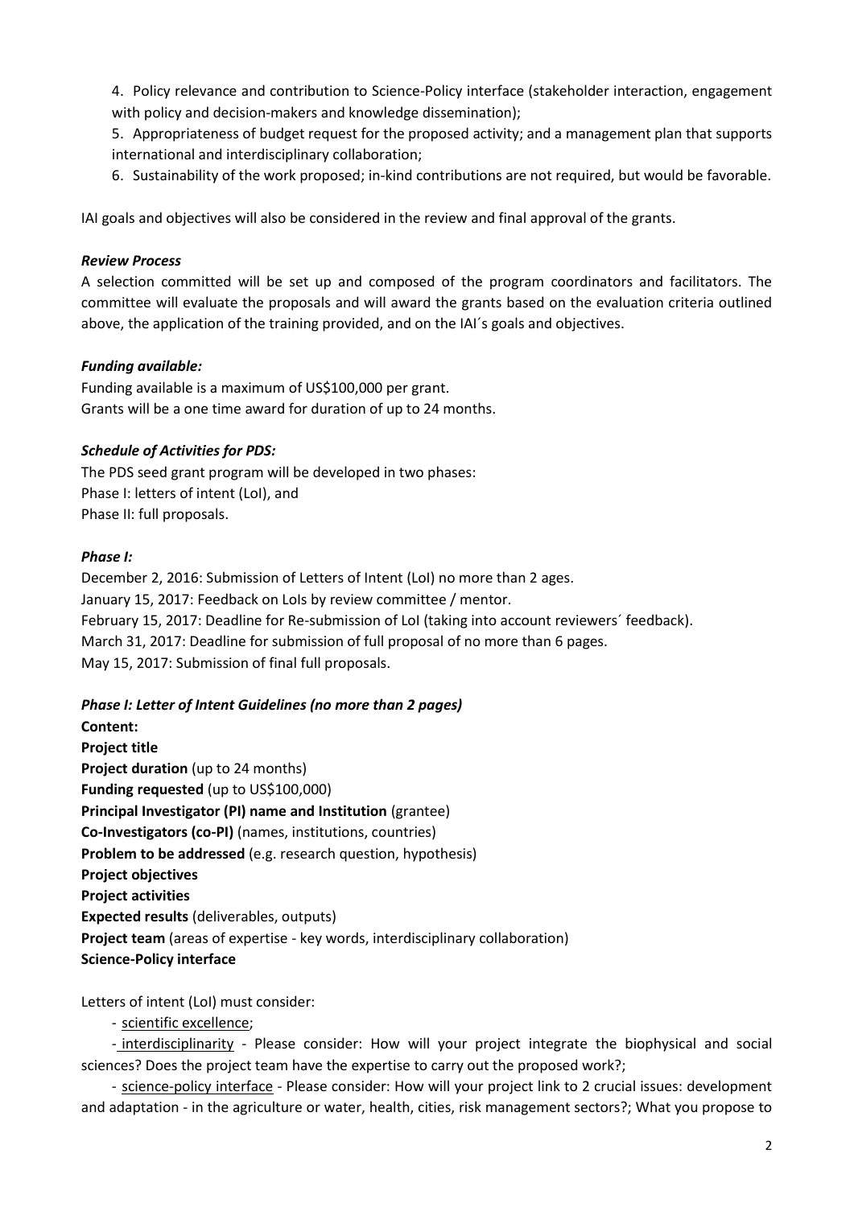4. Policy relevance and contribution to Science-Policy interface (stakeholder interaction, engagement with policy and decision-makers and knowledge dissemination);

5. Appropriateness of budget request for the proposed activity; and a management plan that supports international and interdisciplinary collaboration;

6. Sustainability of the work proposed; in-kind contributions are not required, but would be favorable.

IAI goals and objectives will also be considered in the review and final approval of the grants.

***Review Process***

A selection committed will be set up and composed of the program coordinators and facilitators. The committee will evaluate the proposals and will award the grants based on the evaluation criteria outlined above, the application of the training provided, and on the IAI´s goals and objectives.

***Funding available:***

Funding available is a maximum of US$100,000 per grant.
Grants will be a one time award for duration of up to 24 months.

***Schedule of Activities for PDS:***

The PDS seed grant program will be developed in two phases:
Phase I: letters of intent (LoI), and
Phase II: full proposals.

***Phase I:***

December 2, 2016: Submission of Letters of Intent (LoI) no more than 2 ages.
January 15, 2017: Feedback on LoIs by review committee / mentor.
February 15, 2017: Deadline for Re-submission of LoI (taking into account reviewers´ feedback).
March 31, 2017: Deadline for submission of full proposal of no more than 6 pages.
May 15, 2017: Submission of final full proposals.

***Phase I: Letter of Intent Guidelines (no more than 2 pages)***

**Content:**
**Project title**
**Project duration** (up to 24 months)
**Funding requested** (up to US$100,000)
**Principal Investigator (PI) name and Institution** (grantee)
**Co-Investigators (co-PI)** (names, institutions, countries)
**Problem to be addressed** (e.g. research question, hypothesis)
**Project objectives**
**Project activities**
**Expected results** (deliverables, outputs)
**Project team** (areas of expertise - key words, interdisciplinary collaboration)
**Science-Policy interface**

Letters of intent (LoI) must consider:

- scientific excellence;
- interdisciplinarity - Please consider: How will your project integrate the biophysical and social sciences? Does the project team have the expertise to carry out the proposed work?;
- science-policy interface - Please consider: How will your project link to 2 crucial issues: development and adaptation - in the agriculture or water, health, cities, risk management sectors?; What you propose to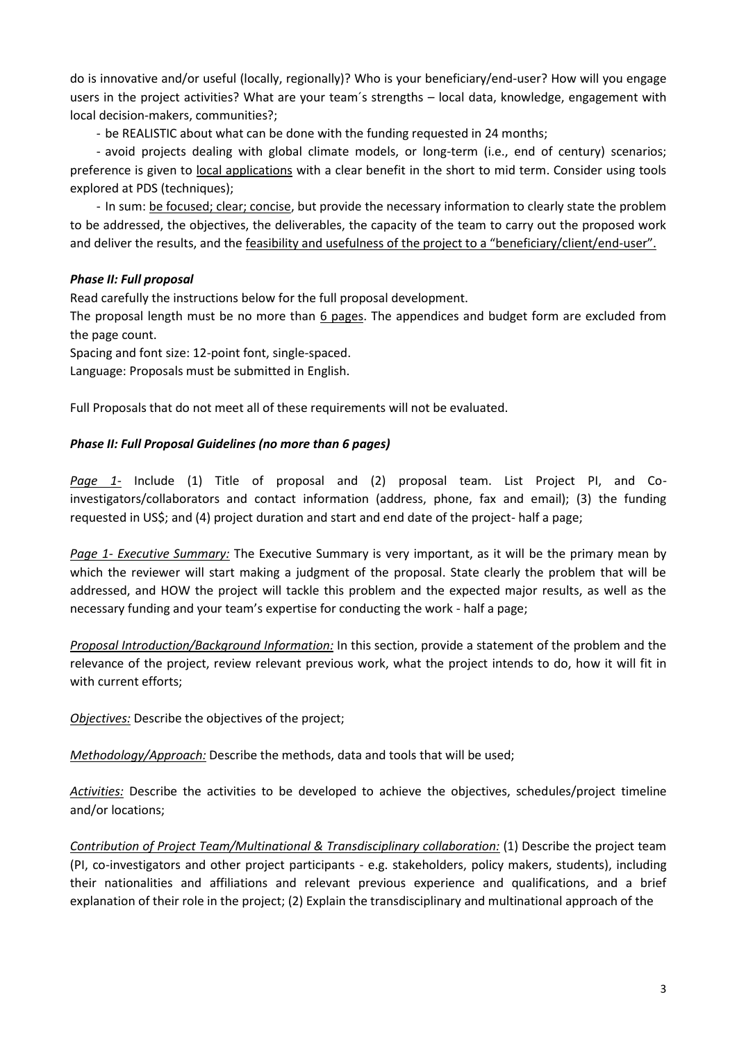do is innovative and/or useful (locally, regionally)? Who is your beneficiary/end-user? How will you engage users in the project activities? What are your team´s strengths – local data, knowledge, engagement with local decision-makers, communities?;

- be REALISTIC about what can be done with the funding requested in 24 months;
- avoid projects dealing with global climate models, or long-term (i.e., end of century) scenarios; preference is given to local applications with a clear benefit in the short to mid term. Consider using tools explored at PDS (techniques);
- In sum: be focused; clear; concise, but provide the necessary information to clearly state the problem to be addressed, the objectives, the deliverables, the capacity of the team to carry out the proposed work and deliver the results, and the feasibility and usefulness of the project to a "beneficiary/client/end-user".

***Phase II: Full proposal***

Read carefully the instructions below for the full proposal development.

The proposal length must be no more than 6 pages. The appendices and budget form are excluded from the page count.

Spacing and font size: 12-point font, single-spaced.

Language: Proposals must be submitted in English.

Full Proposals that do not meet all of these requirements will not be evaluated.

***Phase II: Full Proposal Guidelines (no more than 6 pages)***

*Page 1-* Include (1) Title of proposal and (2) proposal team. List Project PI, and Co-investigators/collaborators and contact information (address, phone, fax and email); (3) the funding requested in US$; and (4) project duration and start and end date of the project- half a page;

*Page 1- Executive Summary:* The Executive Summary is very important, as it will be the primary mean by which the reviewer will start making a judgment of the proposal. State clearly the problem that will be addressed, and HOW the project will tackle this problem and the expected major results, as well as the necessary funding and your team's expertise for conducting the work - half a page;

*Proposal Introduction/Background Information:* In this section, provide a statement of the problem and the relevance of the project, review relevant previous work, what the project intends to do, how it will fit in with current efforts;

*Objectives:* Describe the objectives of the project;

*Methodology/Approach:* Describe the methods, data and tools that will be used;

*Activities:* Describe the activities to be developed to achieve the objectives, schedules/project timeline and/or locations;

*Contribution of Project Team/Multinational & Transdisciplinary collaboration:* (1) Describe the project team (PI, co-investigators and other project participants - e.g. stakeholders, policy makers, students), including their nationalities and affiliations and relevant previous experience and qualifications, and a brief explanation of their role in the project; (2) Explain the transdisciplinary and multinational approach of the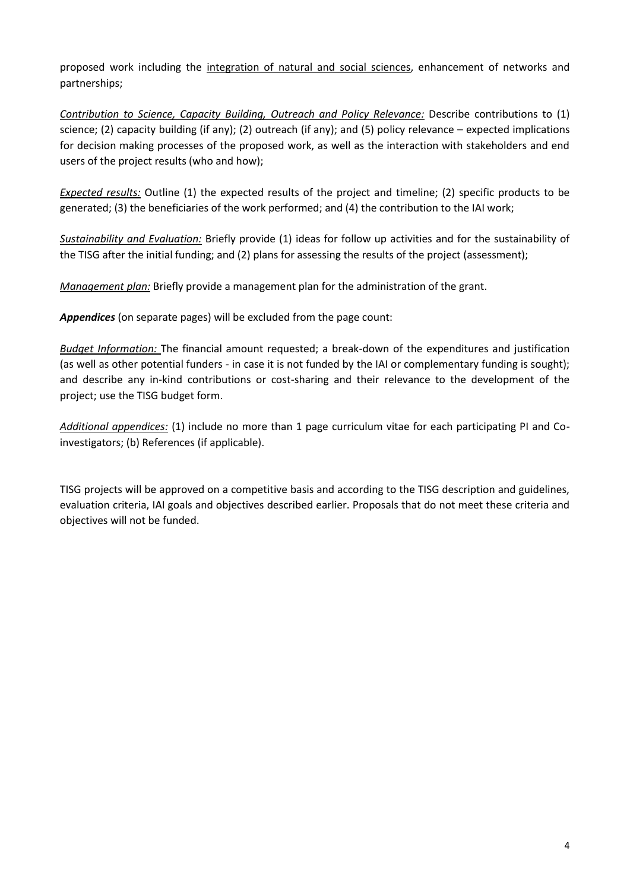proposed work including the <u>integration of natural and social sciences</u>, enhancement of networks and partnerships;

*<u>Contribution to Science, Capacity Building, Outreach and Policy Relevance:</u>* Describe contributions to (1) science; (2) capacity building (if any); (2) outreach (if any); and (5) policy relevance – expected implications for decision making processes of the proposed work, as well as the interaction with stakeholders and end users of the project results (who and how);

*<u>Expected results:</u>* Outline (1) the expected results of the project and timeline; (2) specific products to be generated; (3) the beneficiaries of the work performed; and (4) the contribution to the IAI work;

*<u>Sustainability and Evaluation:</u>* Briefly provide (1) ideas for follow up activities and for the sustainability of the TISG after the initial funding; and (2) plans for assessing the results of the project (assessment);

*<u>Management plan:</u>* Briefly provide a management plan for the administration of the grant.

***Appendices*** (on separate pages) will be excluded from the page count:

*<u>Budget Information:</u>* The financial amount requested; a break-down of the expenditures and justification (as well as other potential funders - in case it is not funded by the IAI or complementary funding is sought); and describe any in-kind contributions or cost-sharing and their relevance to the development of the project; use the TISG budget form.

*<u>Additional appendices:</u>* (1) include no more than 1 page curriculum vitae for each participating PI and Co-investigators; (b) References (if applicable).

TISG projects will be approved on a competitive basis and according to the TISG description and guidelines, evaluation criteria, IAI goals and objectives described earlier. Proposals that do not meet these criteria and objectives will not be funded.